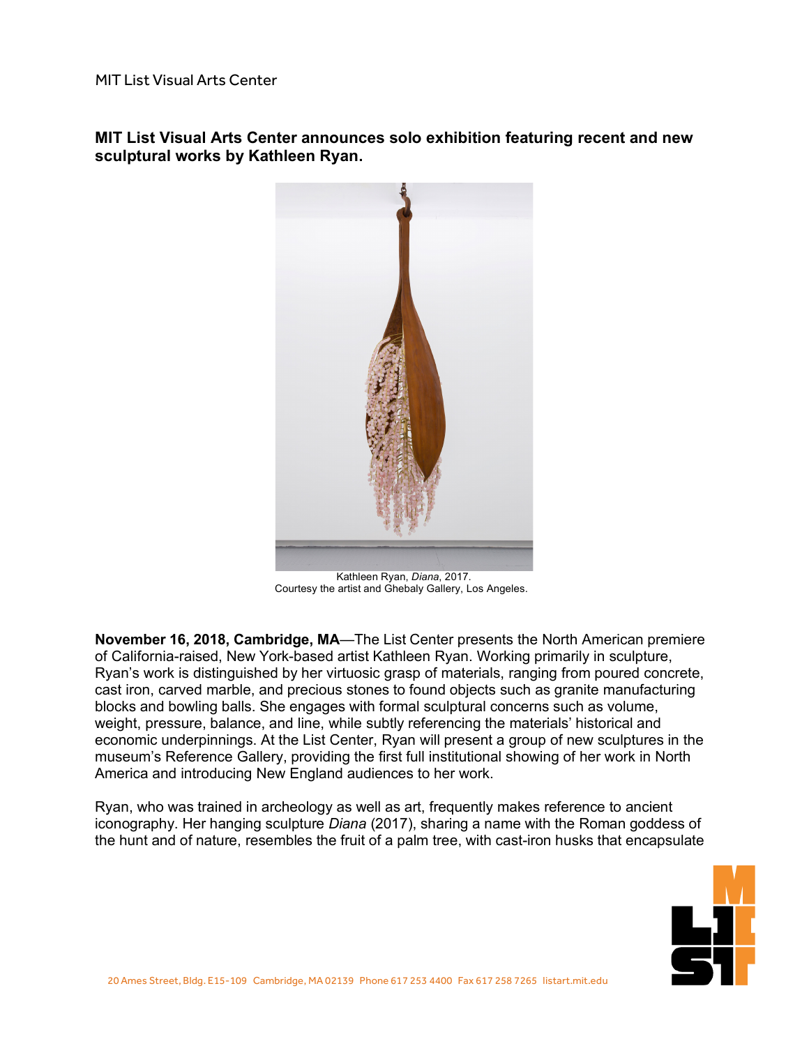**MIT List Visual Arts Center announces solo exhibition featuring recent and new sculptural works by Kathleen Ryan.**

Kathleen Ryan, *Diana*, 2017.
Courtesy the artist and Ghebaly Gallery, Los Angeles.

**November 16, 2018, Cambridge, MA**—The List Center presents the North American premiere of California-raised, New York-based artist Kathleen Ryan. Working primarily in sculpture, Ryan's work is distinguished by her virtuosic grasp of materials, ranging from poured concrete, cast iron, carved marble, and precious stones to found objects such as granite manufacturing blocks and bowling balls. She engages with formal sculptural concerns such as volume, weight, pressure, balance, and line, while subtly referencing the materials' historical and economic underpinnings. At the List Center, Ryan will present a group of new sculptures in the museum's Reference Gallery, providing the first full institutional showing of her work in North America and introducing New England audiences to her work.

Ryan, who was trained in archeology as well as art, frequently makes reference to ancient iconography. Her hanging sculpture *Diana* (2017), sharing a name with the Roman goddess of the hunt and of nature, resembles the fruit of a palm tree, with cast-iron husks that encapsulate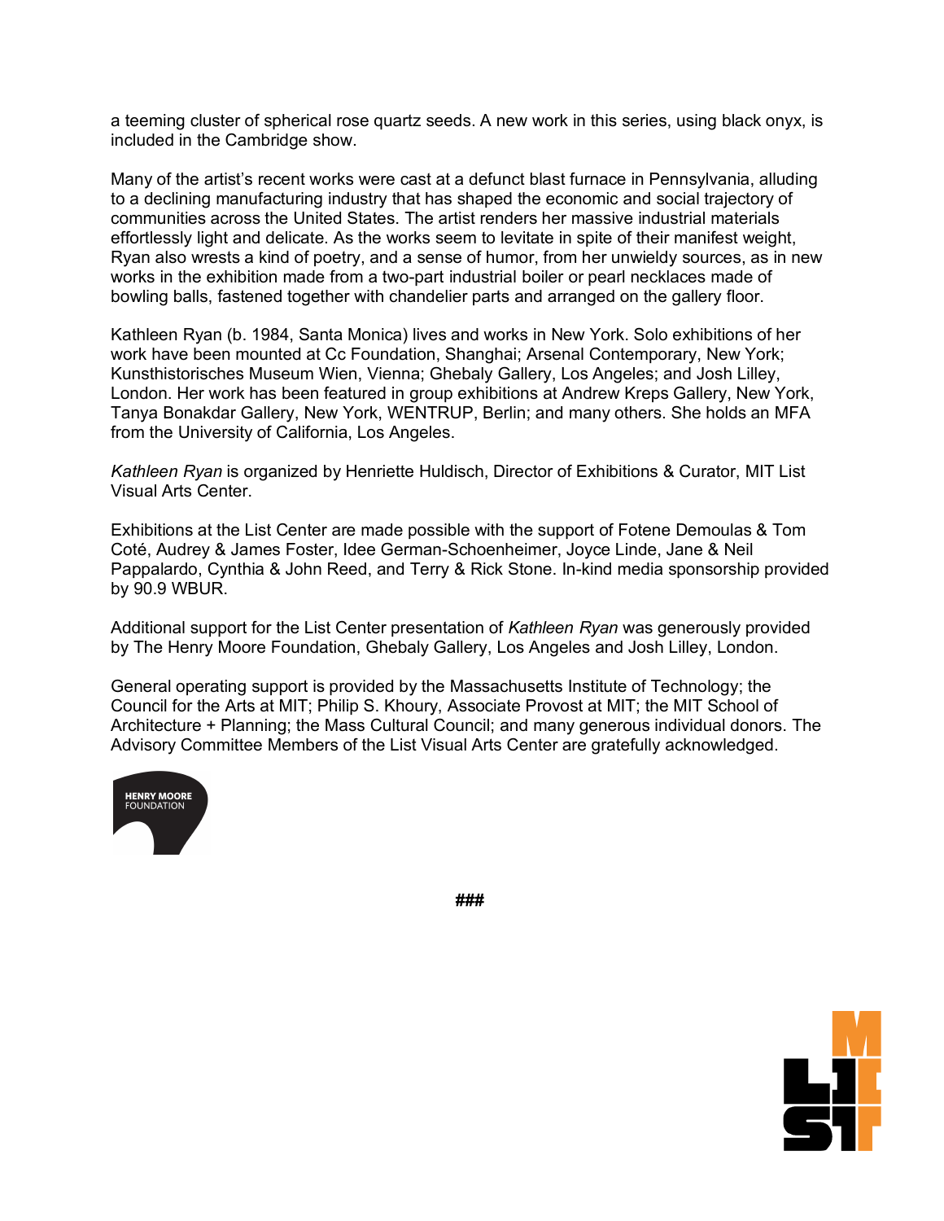a teeming cluster of spherical rose quartz seeds. A new work in this series, using black onyx, is included in the Cambridge show.

Many of the artist's recent works were cast at a defunct blast furnace in Pennsylvania, alluding to a declining manufacturing industry that has shaped the economic and social trajectory of communities across the United States. The artist renders her massive industrial materials effortlessly light and delicate. As the works seem to levitate in spite of their manifest weight, Ryan also wrests a kind of poetry, and a sense of humor, from her unwieldy sources, as in new works in the exhibition made from a two-part industrial boiler or pearl necklaces made of bowling balls, fastened together with chandelier parts and arranged on the gallery floor.

Kathleen Ryan (b. 1984, Santa Monica) lives and works in New York. Solo exhibitions of her work have been mounted at Cc Foundation, Shanghai; Arsenal Contemporary, New York; Kunsthistorisches Museum Wien, Vienna; Ghebaly Gallery, Los Angeles; and Josh Lilley, London. Her work has been featured in group exhibitions at Andrew Kreps Gallery, New York, Tanya Bonakdar Gallery, New York, WENTRUP, Berlin; and many others. She holds an MFA from the University of California, Los Angeles.

*Kathleen Ryan* is organized by Henriette Huldisch, Director of Exhibitions & Curator, MIT List Visual Arts Center.

Exhibitions at the List Center are made possible with the support of Fotene Demoulas & Tom Coté, Audrey & James Foster, Idee German-Schoenheimer, Joyce Linde, Jane & Neil Pappalardo, Cynthia & John Reed, and Terry & Rick Stone. In-kind media sponsorship provided by 90.9 WBUR.

Additional support for the List Center presentation of *Kathleen Ryan* was generously provided by The Henry Moore Foundation, Ghebaly Gallery, Los Angeles and Josh Lilley, London.

General operating support is provided by the Massachusetts Institute of Technology; the Council for the Arts at MIT; Philip S. Khoury, Associate Provost at MIT; the MIT School of Architecture + Planning; the Mass Cultural Council; and many generous individual donors. The Advisory Committee Members of the List Visual Arts Center are gratefully acknowledged.

HENRY MOORE FOUNDATION

###